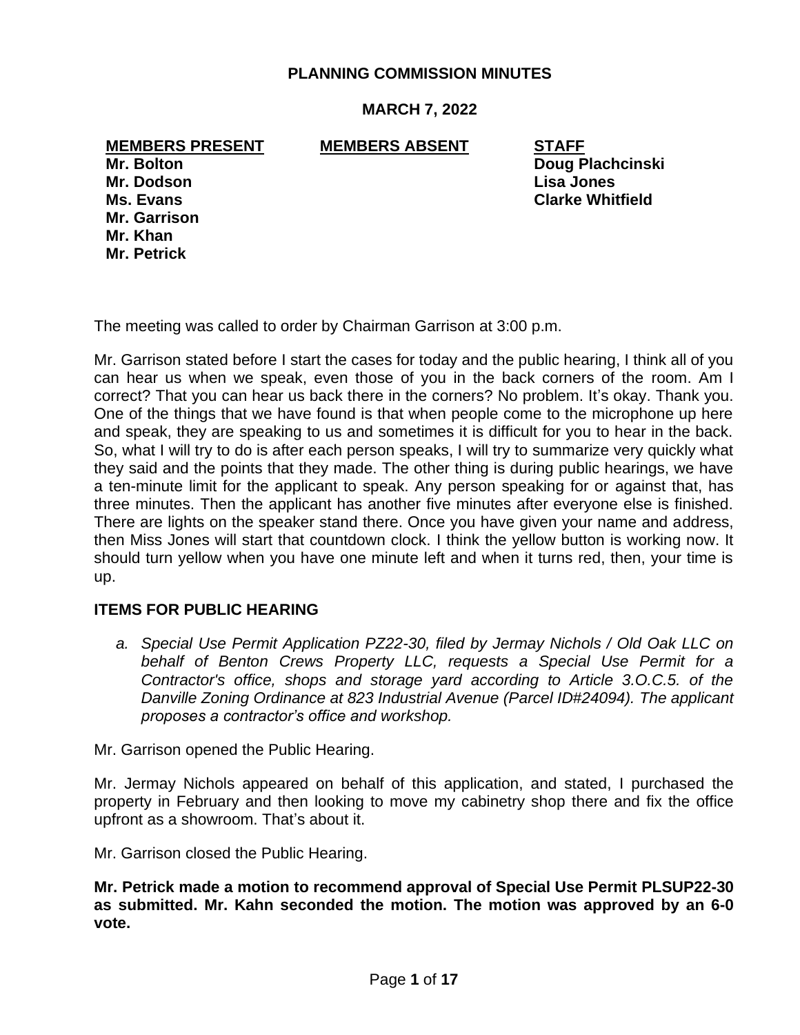# PLANNING COMMISSION MINUTES

## MARCH 7, 2022

| MEMBERS PRESENT | MEMBERS ABSENT | STAFF |
|---|---|---|
| Mr. Bolton | | Doug Plachcinski |
| Mr. Dodson | | Lisa Jones |
| Ms. Evans | | Clarke Whitfield |
| Mr. Garrison | | |
| Mr. Khan | | |
| Mr. Petrick | | |

The meeting was called to order by Chairman Garrison at 3:00 p.m.

Mr. Garrison stated before I start the cases for today and the public hearing, I think all of you can hear us when we speak, even those of you in the back corners of the room. Am I correct? That you can hear us back there in the corners? No problem. It's okay. Thank you. One of the things that we have found is that when people come to the microphone up here and speak, they are speaking to us and sometimes it is difficult for you to hear in the back. So, what I will try to do is after each person speaks, I will try to summarize very quickly what they said and the points that they made. The other thing is during public hearings, we have a ten-minute limit for the applicant to speak. Any person speaking for or against that, has three minutes. Then the applicant has another five minutes after everyone else is finished. There are lights on the speaker stand there. Once you have given your name and address, then Miss Jones will start that countdown clock. I think the yellow button is working now. It should turn yellow when you have one minute left and when it turns red, then, your time is up.

### ITEMS FOR PUBLIC HEARING

*a. Special Use Permit Application PZ22-30, filed by Jermay Nichols / Old Oak LLC on behalf of Benton Crews Property LLC, requests a Special Use Permit for a Contractor's office, shops and storage yard according to Article 3.O.C.5. of the Danville Zoning Ordinance at 823 Industrial Avenue (Parcel ID#24094). The applicant proposes a contractor's office and workshop.*

Mr. Garrison opened the Public Hearing.

Mr. Jermay Nichols appeared on behalf of this application, and stated, I purchased the property in February and then looking to move my cabinetry shop there and fix the office upfront as a showroom. That's about it.

Mr. Garrison closed the Public Hearing.

**Mr. Petrick made a motion to recommend approval of Special Use Permit PLSUP22-30 as submitted. Mr. Kahn seconded the motion. The motion was approved by an 6-0 vote.**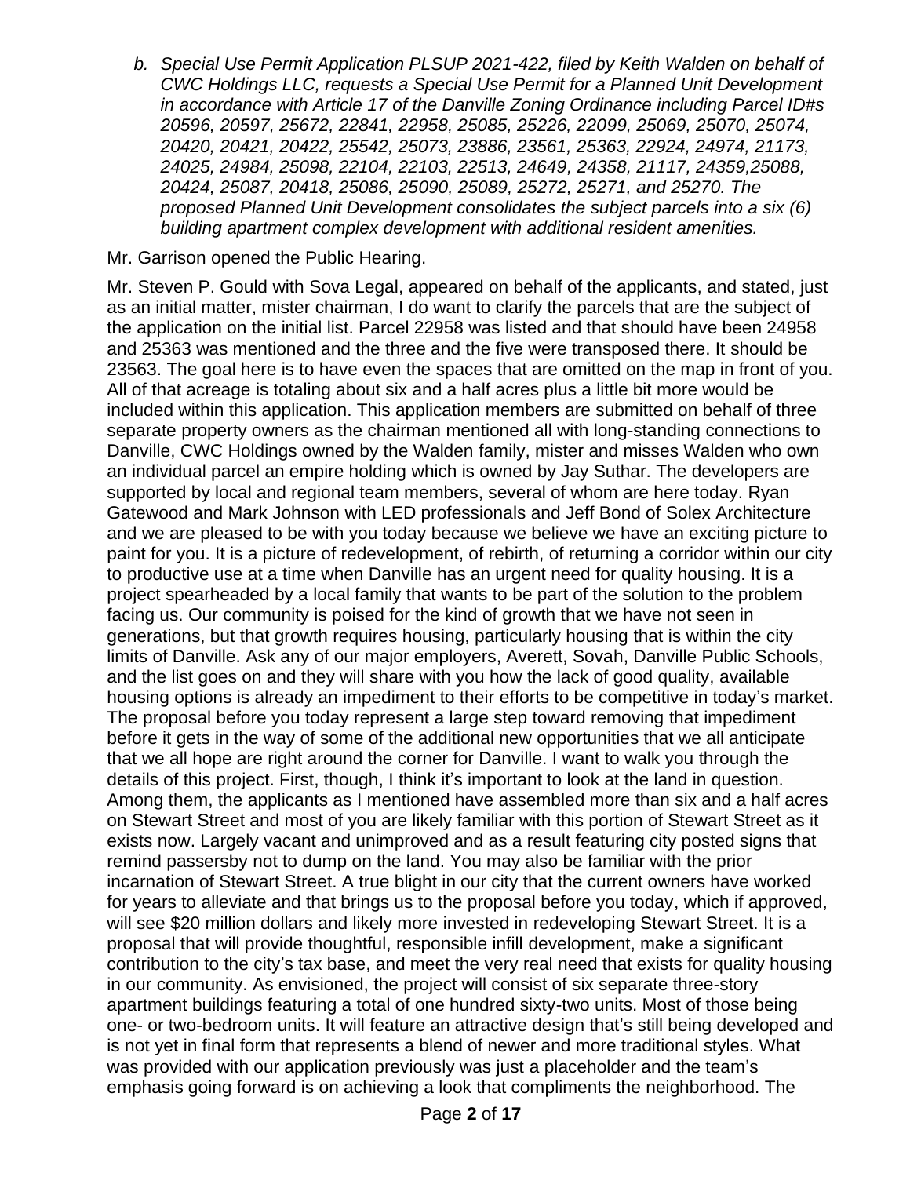b. *Special Use Permit Application PLSUP 2021-422, filed by Keith Walden on behalf of CWC Holdings LLC, requests a Special Use Permit for a Planned Unit Development in accordance with Article 17 of the Danville Zoning Ordinance including Parcel ID#s 20596, 20597, 25672, 22841, 22958, 25085, 25226, 22099, 25069, 25070, 25074, 20420, 20421, 20422, 25542, 25073, 23886, 23561, 25363, 22924, 24974, 21173, 24025, 24984, 25098, 22104, 22103, 22513, 24649, 24358, 21117, 24359,25088, 20424, 25087, 20418, 25086, 25090, 25089, 25272, 25271, and 25270. The proposed Planned Unit Development consolidates the subject parcels into a six (6) building apartment complex development with additional resident amenities.*

Mr. Garrison opened the Public Hearing.

Mr. Steven P. Gould with Sova Legal, appeared on behalf of the applicants, and stated, just as an initial matter, mister chairman, I do want to clarify the parcels that are the subject of the application on the initial list. Parcel 22958 was listed and that should have been 24958 and 25363 was mentioned and the three and the five were transposed there. It should be 23563. The goal here is to have even the spaces that are omitted on the map in front of you. All of that acreage is totaling about six and a half acres plus a little bit more would be included within this application. This application members are submitted on behalf of three separate property owners as the chairman mentioned all with long-standing connections to Danville, CWC Holdings owned by the Walden family, mister and misses Walden who own an individual parcel an empire holding which is owned by Jay Suthar. The developers are supported by local and regional team members, several of whom are here today. Ryan Gatewood and Mark Johnson with LED professionals and Jeff Bond of Solex Architecture and we are pleased to be with you today because we believe we have an exciting picture to paint for you. It is a picture of redevelopment, of rebirth, of returning a corridor within our city to productive use at a time when Danville has an urgent need for quality housing. It is a project spearheaded by a local family that wants to be part of the solution to the problem facing us. Our community is poised for the kind of growth that we have not seen in generations, but that growth requires housing, particularly housing that is within the city limits of Danville. Ask any of our major employers, Averett, Sovah, Danville Public Schools, and the list goes on and they will share with you how the lack of good quality, available housing options is already an impediment to their efforts to be competitive in today's market. The proposal before you today represent a large step toward removing that impediment before it gets in the way of some of the additional new opportunities that we all anticipate that we all hope are right around the corner for Danville. I want to walk you through the details of this project. First, though, I think it's important to look at the land in question. Among them, the applicants as I mentioned have assembled more than six and a half acres on Stewart Street and most of you are likely familiar with this portion of Stewart Street as it exists now. Largely vacant and unimproved and as a result featuring city posted signs that remind passersby not to dump on the land. You may also be familiar with the prior incarnation of Stewart Street. A true blight in our city that the current owners have worked for years to alleviate and that brings us to the proposal before you today, which if approved, will see $20 million dollars and likely more invested in redeveloping Stewart Street. It is a proposal that will provide thoughtful, responsible infill development, make a significant contribution to the city's tax base, and meet the very real need that exists for quality housing in our community. As envisioned, the project will consist of six separate three-story apartment buildings featuring a total of one hundred sixty-two units. Most of those being one- or two-bedroom units. It will feature an attractive design that's still being developed and is not yet in final form that represents a blend of newer and more traditional styles. What was provided with our application previously was just a placeholder and the team's emphasis going forward is on achieving a look that compliments the neighborhood. The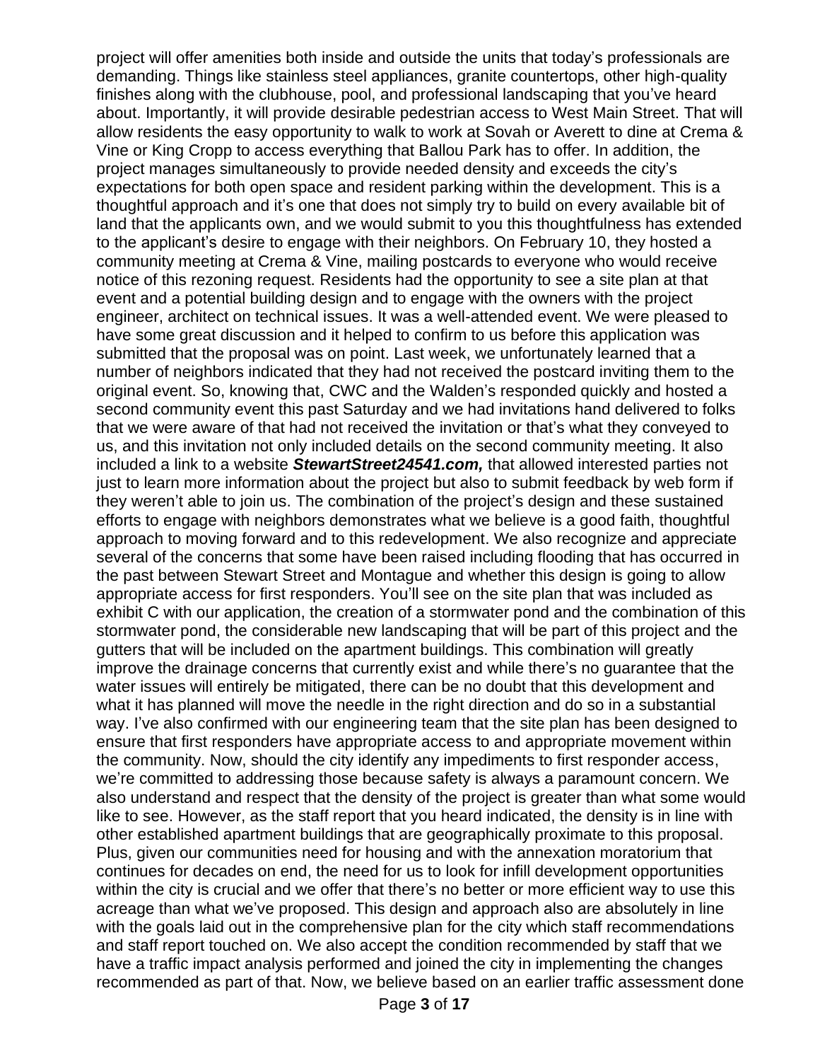project will offer amenities both inside and outside the units that today's professionals are demanding. Things like stainless steel appliances, granite countertops, other high-quality finishes along with the clubhouse, pool, and professional landscaping that you've heard about. Importantly, it will provide desirable pedestrian access to West Main Street. That will allow residents the easy opportunity to walk to work at Sovah or Averett to dine at Crema & Vine or King Cropp to access everything that Ballou Park has to offer. In addition, the project manages simultaneously to provide needed density and exceeds the city's expectations for both open space and resident parking within the development. This is a thoughtful approach and it's one that does not simply try to build on every available bit of land that the applicants own, and we would submit to you this thoughtfulness has extended to the applicant's desire to engage with their neighbors. On February 10, they hosted a community meeting at Crema & Vine, mailing postcards to everyone who would receive notice of this rezoning request. Residents had the opportunity to see a site plan at that event and a potential building design and to engage with the owners with the project engineer, architect on technical issues. It was a well-attended event. We were pleased to have some great discussion and it helped to confirm to us before this application was submitted that the proposal was on point. Last week, we unfortunately learned that a number of neighbors indicated that they had not received the postcard inviting them to the original event. So, knowing that, CWC and the Walden's responded quickly and hosted a second community event this past Saturday and we had invitations hand delivered to folks that we were aware of that had not received the invitation or that's what they conveyed to us, and this invitation not only included details on the second community meeting. It also included a link to a website ***StewartStreet24541.com,*** that allowed interested parties not just to learn more information about the project but also to submit feedback by web form if they weren't able to join us. The combination of the project's design and these sustained efforts to engage with neighbors demonstrates what we believe is a good faith, thoughtful approach to moving forward and to this redevelopment. We also recognize and appreciate several of the concerns that some have been raised including flooding that has occurred in the past between Stewart Street and Montague and whether this design is going to allow appropriate access for first responders. You'll see on the site plan that was included as exhibit C with our application, the creation of a stormwater pond and the combination of this stormwater pond, the considerable new landscaping that will be part of this project and the gutters that will be included on the apartment buildings. This combination will greatly improve the drainage concerns that currently exist and while there's no guarantee that the water issues will entirely be mitigated, there can be no doubt that this development and what it has planned will move the needle in the right direction and do so in a substantial way. I've also confirmed with our engineering team that the site plan has been designed to ensure that first responders have appropriate access to and appropriate movement within the community. Now, should the city identify any impediments to first responder access, we're committed to addressing those because safety is always a paramount concern. We also understand and respect that the density of the project is greater than what some would like to see. However, as the staff report that you heard indicated, the density is in line with other established apartment buildings that are geographically proximate to this proposal. Plus, given our communities need for housing and with the annexation moratorium that continues for decades on end, the need for us to look for infill development opportunities within the city is crucial and we offer that there's no better or more efficient way to use this acreage than what we've proposed. This design and approach also are absolutely in line with the goals laid out in the comprehensive plan for the city which staff recommendations and staff report touched on. We also accept the condition recommended by staff that we have a traffic impact analysis performed and joined the city in implementing the changes recommended as part of that. Now, we believe based on an earlier traffic assessment done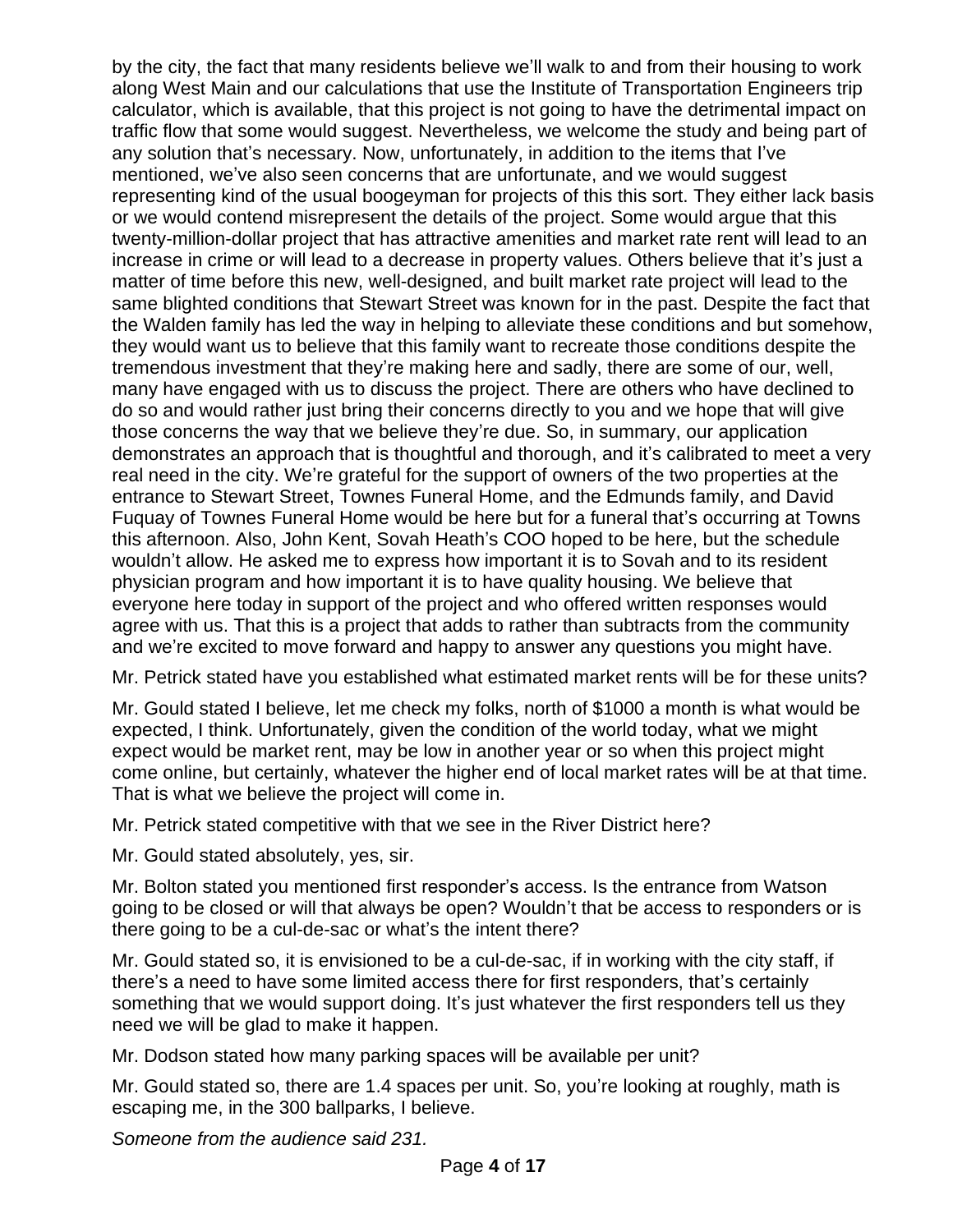by the city, the fact that many residents believe we'll walk to and from their housing to work along West Main and our calculations that use the Institute of Transportation Engineers trip calculator, which is available, that this project is not going to have the detrimental impact on traffic flow that some would suggest. Nevertheless, we welcome the study and being part of any solution that's necessary. Now, unfortunately, in addition to the items that I've mentioned, we've also seen concerns that are unfortunate, and we would suggest representing kind of the usual boogeyman for projects of this this sort. They either lack basis or we would contend misrepresent the details of the project. Some would argue that this twenty-million-dollar project that has attractive amenities and market rate rent will lead to an increase in crime or will lead to a decrease in property values. Others believe that it's just a matter of time before this new, well-designed, and built market rate project will lead to the same blighted conditions that Stewart Street was known for in the past. Despite the fact that the Walden family has led the way in helping to alleviate these conditions and but somehow, they would want us to believe that this family want to recreate those conditions despite the tremendous investment that they're making here and sadly, there are some of our, well, many have engaged with us to discuss the project. There are others who have declined to do so and would rather just bring their concerns directly to you and we hope that will give those concerns the way that we believe they're due. So, in summary, our application demonstrates an approach that is thoughtful and thorough, and it's calibrated to meet a very real need in the city. We're grateful for the support of owners of the two properties at the entrance to Stewart Street, Townes Funeral Home, and the Edmunds family, and David Fuquay of Townes Funeral Home would be here but for a funeral that's occurring at Towns this afternoon. Also, John Kent, Sovah Heath's COO hoped to be here, but the schedule wouldn't allow. He asked me to express how important it is to Sovah and to its resident physician program and how important it is to have quality housing. We believe that everyone here today in support of the project and who offered written responses would agree with us. That this is a project that adds to rather than subtracts from the community and we're excited to move forward and happy to answer any questions you might have.

Mr. Petrick stated have you established what estimated market rents will be for these units?

Mr. Gould stated I believe, let me check my folks, north of $1000 a month is what would be expected, I think. Unfortunately, given the condition of the world today, what we might expect would be market rent, may be low in another year or so when this project might come online, but certainly, whatever the higher end of local market rates will be at that time. That is what we believe the project will come in.

Mr. Petrick stated competitive with that we see in the River District here?

Mr. Gould stated absolutely, yes, sir.

Mr. Bolton stated you mentioned first responder's access. Is the entrance from Watson going to be closed or will that always be open? Wouldn't that be access to responders or is there going to be a cul-de-sac or what's the intent there?

Mr. Gould stated so, it is envisioned to be a cul-de-sac, if in working with the city staff, if there's a need to have some limited access there for first responders, that's certainly something that we would support doing. It's just whatever the first responders tell us they need we will be glad to make it happen.

Mr. Dodson stated how many parking spaces will be available per unit?

Mr. Gould stated so, there are 1.4 spaces per unit. So, you're looking at roughly, math is escaping me, in the 300 ballparks, I believe.

*Someone from the audience said 231.*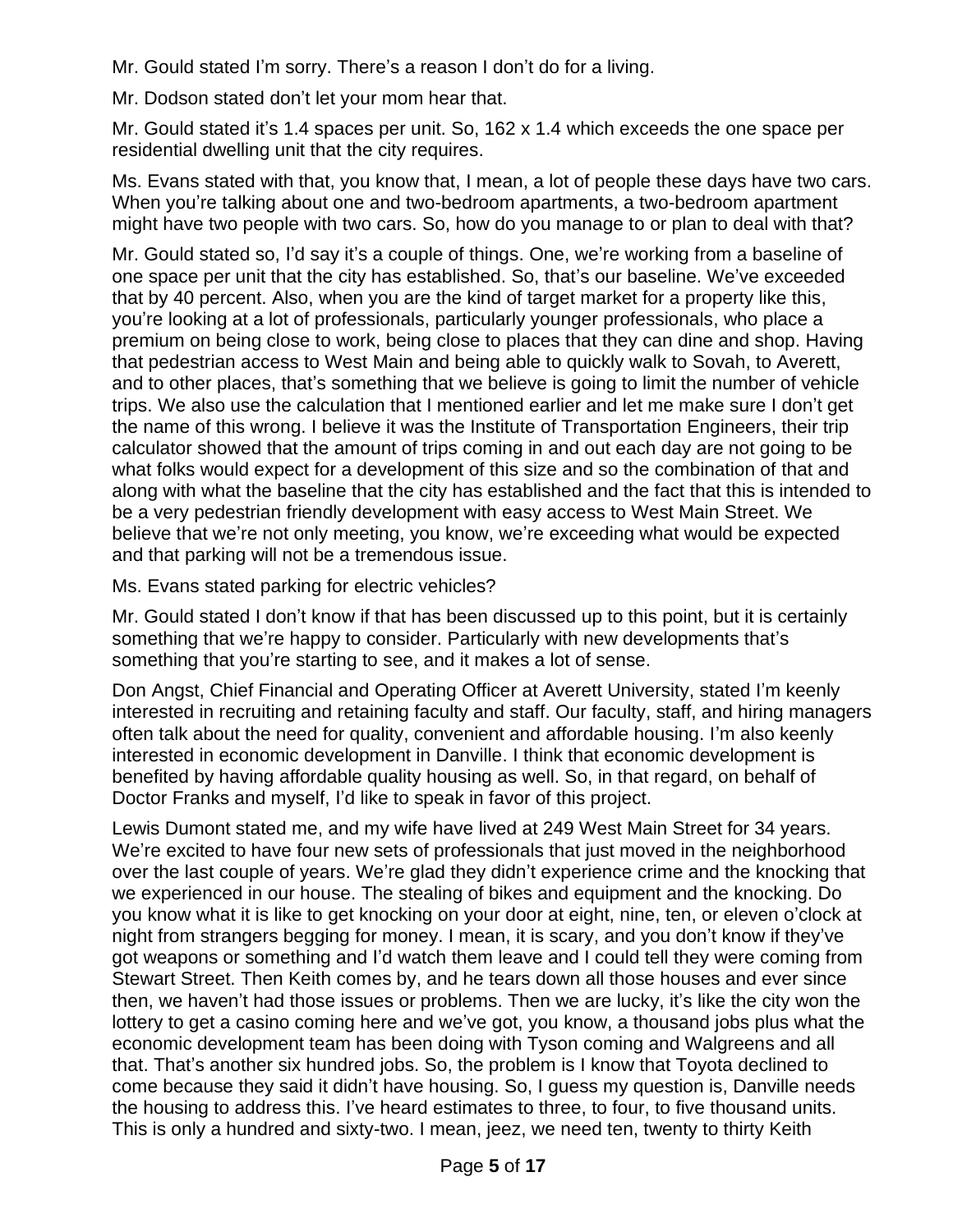Mr. Gould stated I'm sorry. There's a reason I don't do for a living.

Mr. Dodson stated don't let your mom hear that.

Mr. Gould stated it's 1.4 spaces per unit. So, 162 x 1.4 which exceeds the one space per residential dwelling unit that the city requires.

Ms. Evans stated with that, you know that, I mean, a lot of people these days have two cars. When you're talking about one and two-bedroom apartments, a two-bedroom apartment might have two people with two cars. So, how do you manage to or plan to deal with that?

Mr. Gould stated so, I'd say it's a couple of things. One, we're working from a baseline of one space per unit that the city has established. So, that's our baseline. We've exceeded that by 40 percent. Also, when you are the kind of target market for a property like this, you're looking at a lot of professionals, particularly younger professionals, who place a premium on being close to work, being close to places that they can dine and shop. Having that pedestrian access to West Main and being able to quickly walk to Sovah, to Averett, and to other places, that's something that we believe is going to limit the number of vehicle trips. We also use the calculation that I mentioned earlier and let me make sure I don't get the name of this wrong. I believe it was the Institute of Transportation Engineers, their trip calculator showed that the amount of trips coming in and out each day are not going to be what folks would expect for a development of this size and so the combination of that and along with what the baseline that the city has established and the fact that this is intended to be a very pedestrian friendly development with easy access to West Main Street. We believe that we're not only meeting, you know, we're exceeding what would be expected and that parking will not be a tremendous issue.

Ms. Evans stated parking for electric vehicles?

Mr. Gould stated I don't know if that has been discussed up to this point, but it is certainly something that we're happy to consider. Particularly with new developments that's something that you're starting to see, and it makes a lot of sense.

Don Angst, Chief Financial and Operating Officer at Averett University, stated I'm keenly interested in recruiting and retaining faculty and staff. Our faculty, staff, and hiring managers often talk about the need for quality, convenient and affordable housing. I'm also keenly interested in economic development in Danville. I think that economic development is benefited by having affordable quality housing as well. So, in that regard, on behalf of Doctor Franks and myself, I'd like to speak in favor of this project.

Lewis Dumont stated me, and my wife have lived at 249 West Main Street for 34 years. We're excited to have four new sets of professionals that just moved in the neighborhood over the last couple of years. We're glad they didn't experience crime and the knocking that we experienced in our house. The stealing of bikes and equipment and the knocking. Do you know what it is like to get knocking on your door at eight, nine, ten, or eleven o'clock at night from strangers begging for money. I mean, it is scary, and you don't know if they've got weapons or something and I'd watch them leave and I could tell they were coming from Stewart Street. Then Keith comes by, and he tears down all those houses and ever since then, we haven't had those issues or problems. Then we are lucky, it's like the city won the lottery to get a casino coming here and we've got, you know, a thousand jobs plus what the economic development team has been doing with Tyson coming and Walgreens and all that. That's another six hundred jobs. So, the problem is I know that Toyota declined to come because they said it didn't have housing. So, I guess my question is, Danville needs the housing to address this. I've heard estimates to three, to four, to five thousand units. This is only a hundred and sixty-two. I mean, jeez, we need ten, twenty to thirty Keith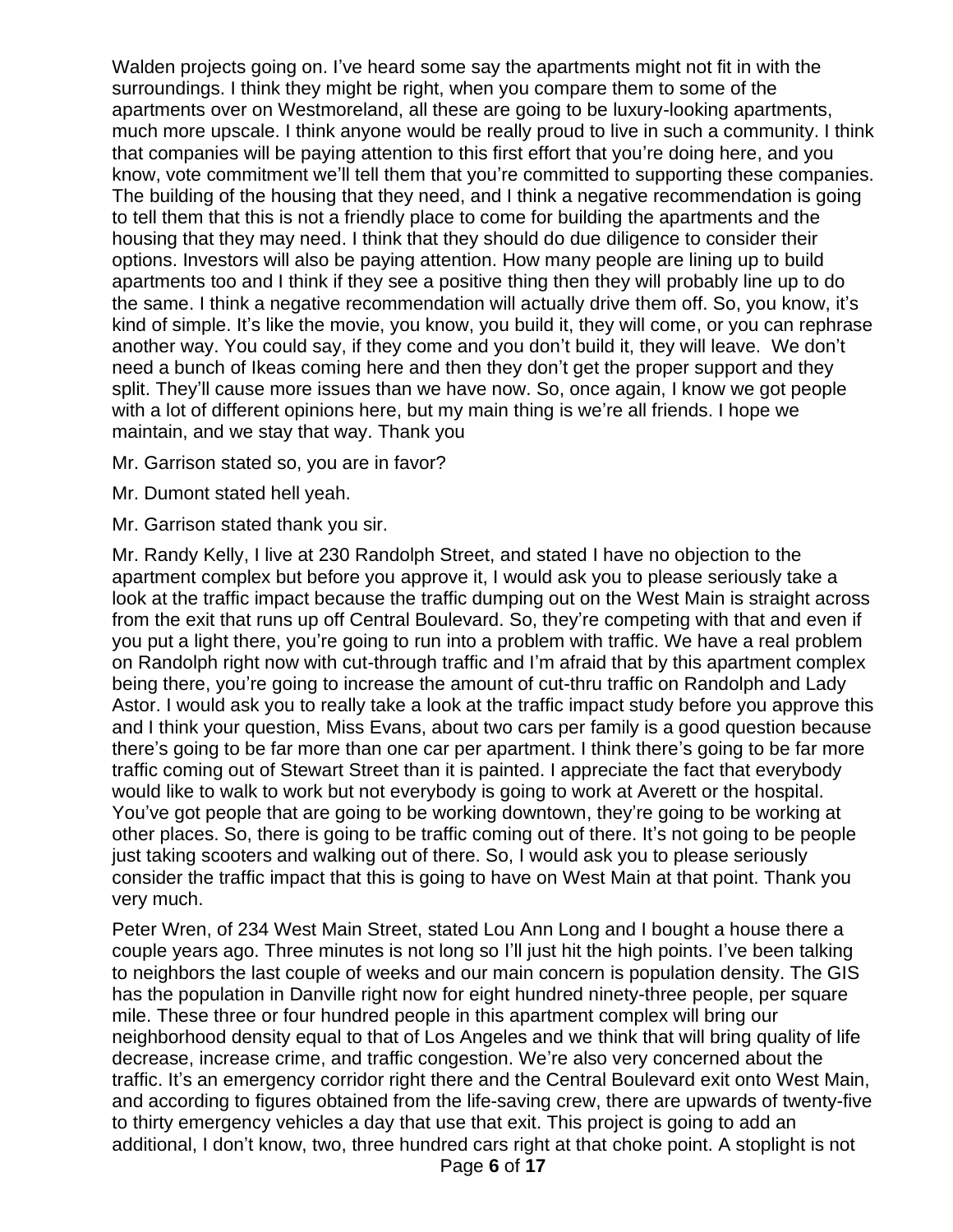Walden projects going on. I've heard some say the apartments might not fit in with the surroundings. I think they might be right, when you compare them to some of the apartments over on Westmoreland, all these are going to be luxury-looking apartments, much more upscale. I think anyone would be really proud to live in such a community. I think that companies will be paying attention to this first effort that you're doing here, and you know, vote commitment we'll tell them that you're committed to supporting these companies. The building of the housing that they need, and I think a negative recommendation is going to tell them that this is not a friendly place to come for building the apartments and the housing that they may need. I think that they should do due diligence to consider their options. Investors will also be paying attention. How many people are lining up to build apartments too and I think if they see a positive thing then they will probably line up to do the same. I think a negative recommendation will actually drive them off. So, you know, it's kind of simple. It's like the movie, you know, you build it, they will come, or you can rephrase another way. You could say, if they come and you don't build it, they will leave. We don't need a bunch of Ikeas coming here and then they don't get the proper support and they split. They'll cause more issues than we have now. So, once again, I know we got people with a lot of different opinions here, but my main thing is we're all friends. I hope we maintain, and we stay that way. Thank you

Mr. Garrison stated so, you are in favor?

Mr. Dumont stated hell yeah.

Mr. Garrison stated thank you sir.

Mr. Randy Kelly, I live at 230 Randolph Street, and stated I have no objection to the apartment complex but before you approve it, I would ask you to please seriously take a look at the traffic impact because the traffic dumping out on the West Main is straight across from the exit that runs up off Central Boulevard. So, they're competing with that and even if you put a light there, you're going to run into a problem with traffic. We have a real problem on Randolph right now with cut-through traffic and I'm afraid that by this apartment complex being there, you're going to increase the amount of cut-thru traffic on Randolph and Lady Astor. I would ask you to really take a look at the traffic impact study before you approve this and I think your question, Miss Evans, about two cars per family is a good question because there's going to be far more than one car per apartment. I think there's going to be far more traffic coming out of Stewart Street than it is painted. I appreciate the fact that everybody would like to walk to work but not everybody is going to work at Averett or the hospital. You've got people that are going to be working downtown, they're going to be working at other places. So, there is going to be traffic coming out of there. It's not going to be people just taking scooters and walking out of there. So, I would ask you to please seriously consider the traffic impact that this is going to have on West Main at that point. Thank you very much.

Peter Wren, of 234 West Main Street, stated Lou Ann Long and I bought a house there a couple years ago. Three minutes is not long so I'll just hit the high points. I've been talking to neighbors the last couple of weeks and our main concern is population density. The GIS has the population in Danville right now for eight hundred ninety-three people, per square mile. These three or four hundred people in this apartment complex will bring our neighborhood density equal to that of Los Angeles and we think that will bring quality of life decrease, increase crime, and traffic congestion. We're also very concerned about the traffic. It's an emergency corridor right there and the Central Boulevard exit onto West Main, and according to figures obtained from the life-saving crew, there are upwards of twenty-five to thirty emergency vehicles a day that use that exit. This project is going to add an additional, I don't know, two, three hundred cars right at that choke point. A stoplight is not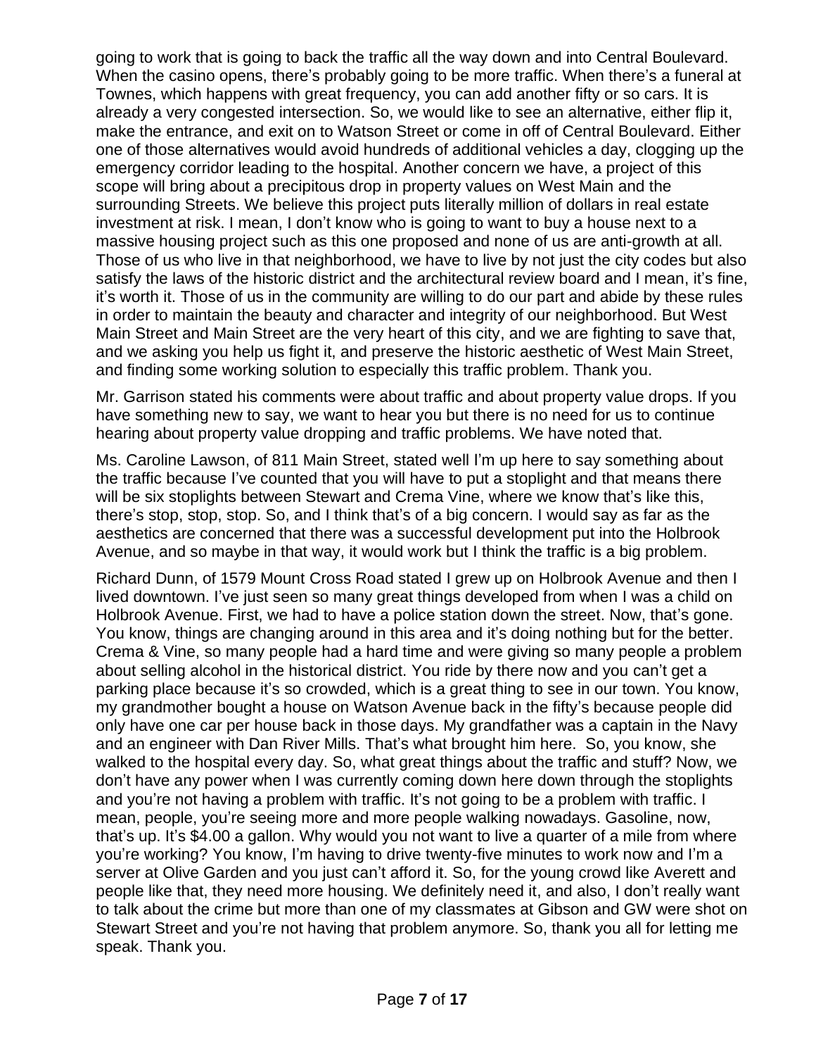going to work that is going to back the traffic all the way down and into Central Boulevard. When the casino opens, there's probably going to be more traffic. When there's a funeral at Townes, which happens with great frequency, you can add another fifty or so cars. It is already a very congested intersection. So, we would like to see an alternative, either flip it, make the entrance, and exit on to Watson Street or come in off of Central Boulevard. Either one of those alternatives would avoid hundreds of additional vehicles a day, clogging up the emergency corridor leading to the hospital. Another concern we have, a project of this scope will bring about a precipitous drop in property values on West Main and the surrounding Streets. We believe this project puts literally million of dollars in real estate investment at risk. I mean, I don't know who is going to want to buy a house next to a massive housing project such as this one proposed and none of us are anti-growth at all. Those of us who live in that neighborhood, we have to live by not just the city codes but also satisfy the laws of the historic district and the architectural review board and I mean, it's fine, it's worth it. Those of us in the community are willing to do our part and abide by these rules in order to maintain the beauty and character and integrity of our neighborhood. But West Main Street and Main Street are the very heart of this city, and we are fighting to save that, and we asking you help us fight it, and preserve the historic aesthetic of West Main Street, and finding some working solution to especially this traffic problem. Thank you.

Mr. Garrison stated his comments were about traffic and about property value drops. If you have something new to say, we want to hear you but there is no need for us to continue hearing about property value dropping and traffic problems. We have noted that.

Ms. Caroline Lawson, of 811 Main Street, stated well I'm up here to say something about the traffic because I've counted that you will have to put a stoplight and that means there will be six stoplights between Stewart and Crema Vine, where we know that's like this, there's stop, stop, stop. So, and I think that's of a big concern. I would say as far as the aesthetics are concerned that there was a successful development put into the Holbrook Avenue, and so maybe in that way, it would work but I think the traffic is a big problem.

Richard Dunn, of 1579 Mount Cross Road stated I grew up on Holbrook Avenue and then I lived downtown. I've just seen so many great things developed from when I was a child on Holbrook Avenue. First, we had to have a police station down the street. Now, that's gone. You know, things are changing around in this area and it's doing nothing but for the better. Crema & Vine, so many people had a hard time and were giving so many people a problem about selling alcohol in the historical district. You ride by there now and you can't get a parking place because it's so crowded, which is a great thing to see in our town. You know, my grandmother bought a house on Watson Avenue back in the fifty's because people did only have one car per house back in those days. My grandfather was a captain in the Navy and an engineer with Dan River Mills. That's what brought him here. So, you know, she walked to the hospital every day. So, what great things about the traffic and stuff? Now, we don't have any power when I was currently coming down here down through the stoplights and you're not having a problem with traffic. It's not going to be a problem with traffic. I mean, people, you're seeing more and more people walking nowadays. Gasoline, now, that's up. It's $4.00 a gallon. Why would you not want to live a quarter of a mile from where you're working? You know, I'm having to drive twenty-five minutes to work now and I'm a server at Olive Garden and you just can't afford it. So, for the young crowd like Averett and people like that, they need more housing. We definitely need it, and also, I don't really want to talk about the crime but more than one of my classmates at Gibson and GW were shot on Stewart Street and you're not having that problem anymore. So, thank you all for letting me speak. Thank you.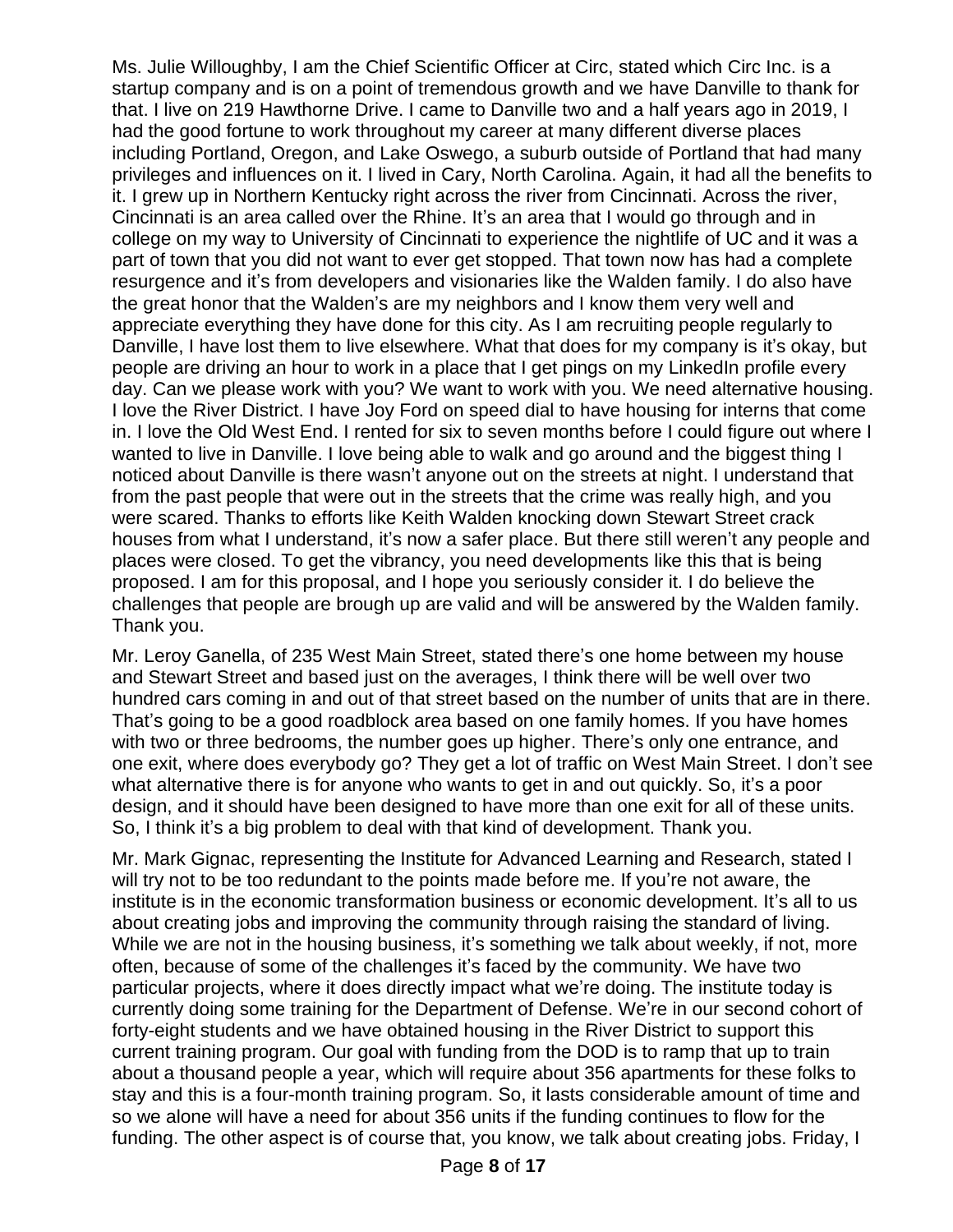Ms. Julie Willoughby, I am the Chief Scientific Officer at Circ, stated which Circ Inc. is a startup company and is on a point of tremendous growth and we have Danville to thank for that. I live on 219 Hawthorne Drive. I came to Danville two and a half years ago in 2019, I had the good fortune to work throughout my career at many different diverse places including Portland, Oregon, and Lake Oswego, a suburb outside of Portland that had many privileges and influences on it. I lived in Cary, North Carolina. Again, it had all the benefits to it. I grew up in Northern Kentucky right across the river from Cincinnati. Across the river, Cincinnati is an area called over the Rhine. It's an area that I would go through and in college on my way to University of Cincinnati to experience the nightlife of UC and it was a part of town that you did not want to ever get stopped. That town now has had a complete resurgence and it's from developers and visionaries like the Walden family. I do also have the great honor that the Walden's are my neighbors and I know them very well and appreciate everything they have done for this city. As I am recruiting people regularly to Danville, I have lost them to live elsewhere. What that does for my company is it's okay, but people are driving an hour to work in a place that I get pings on my LinkedIn profile every day. Can we please work with you? We want to work with you. We need alternative housing. I love the River District. I have Joy Ford on speed dial to have housing for interns that come in. I love the Old West End. I rented for six to seven months before I could figure out where I wanted to live in Danville. I love being able to walk and go around and the biggest thing I noticed about Danville is there wasn't anyone out on the streets at night. I understand that from the past people that were out in the streets that the crime was really high, and you were scared. Thanks to efforts like Keith Walden knocking down Stewart Street crack houses from what I understand, it's now a safer place. But there still weren't any people and places were closed. To get the vibrancy, you need developments like this that is being proposed. I am for this proposal, and I hope you seriously consider it. I do believe the challenges that people are brough up are valid and will be answered by the Walden family. Thank you.

Mr. Leroy Ganella, of 235 West Main Street, stated there's one home between my house and Stewart Street and based just on the averages, I think there will be well over two hundred cars coming in and out of that street based on the number of units that are in there. That's going to be a good roadblock area based on one family homes. If you have homes with two or three bedrooms, the number goes up higher. There's only one entrance, and one exit, where does everybody go? They get a lot of traffic on West Main Street. I don't see what alternative there is for anyone who wants to get in and out quickly. So, it's a poor design, and it should have been designed to have more than one exit for all of these units. So, I think it's a big problem to deal with that kind of development. Thank you.

Mr. Mark Gignac, representing the Institute for Advanced Learning and Research, stated I will try not to be too redundant to the points made before me. If you're not aware, the institute is in the economic transformation business or economic development. It's all to us about creating jobs and improving the community through raising the standard of living. While we are not in the housing business, it's something we talk about weekly, if not, more often, because of some of the challenges it's faced by the community. We have two particular projects, where it does directly impact what we're doing. The institute today is currently doing some training for the Department of Defense. We're in our second cohort of forty-eight students and we have obtained housing in the River District to support this current training program. Our goal with funding from the DOD is to ramp that up to train about a thousand people a year, which will require about 356 apartments for these folks to stay and this is a four-month training program. So, it lasts considerable amount of time and so we alone will have a need for about 356 units if the funding continues to flow for the funding. The other aspect is of course that, you know, we talk about creating jobs. Friday, I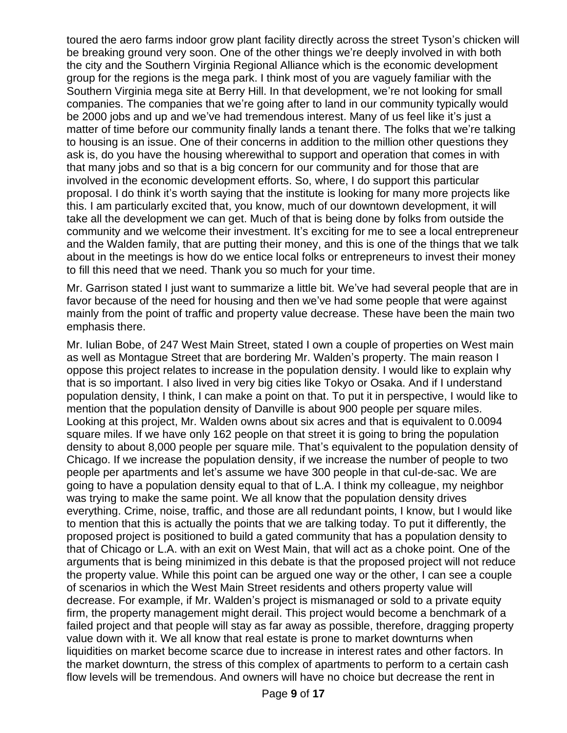toured the aero farms indoor grow plant facility directly across the street Tyson's chicken will be breaking ground very soon. One of the other things we're deeply involved in with both the city and the Southern Virginia Regional Alliance which is the economic development group for the regions is the mega park. I think most of you are vaguely familiar with the Southern Virginia mega site at Berry Hill. In that development, we're not looking for small companies. The companies that we're going after to land in our community typically would be 2000 jobs and up and we've had tremendous interest. Many of us feel like it's just a matter of time before our community finally lands a tenant there. The folks that we're talking to housing is an issue. One of their concerns in addition to the million other questions they ask is, do you have the housing wherewithal to support and operation that comes in with that many jobs and so that is a big concern for our community and for those that are involved in the economic development efforts. So, where, I do support this particular proposal. I do think it's worth saying that the institute is looking for many more projects like this. I am particularly excited that, you know, much of our downtown development, it will take all the development we can get. Much of that is being done by folks from outside the community and we welcome their investment. It's exciting for me to see a local entrepreneur and the Walden family, that are putting their money, and this is one of the things that we talk about in the meetings is how do we entice local folks or entrepreneurs to invest their money to fill this need that we need. Thank you so much for your time.

Mr. Garrison stated I just want to summarize a little bit. We've had several people that are in favor because of the need for housing and then we've had some people that were against mainly from the point of traffic and property value decrease. These have been the main two emphasis there.

Mr. Iulian Bobe, of 247 West Main Street, stated I own a couple of properties on West main as well as Montague Street that are bordering Mr. Walden's property. The main reason I oppose this project relates to increase in the population density. I would like to explain why that is so important. I also lived in very big cities like Tokyo or Osaka. And if I understand population density, I think, I can make a point on that. To put it in perspective, I would like to mention that the population density of Danville is about 900 people per square miles. Looking at this project, Mr. Walden owns about six acres and that is equivalent to 0.0094 square miles. If we have only 162 people on that street it is going to bring the population density to about 8,000 people per square mile. That's equivalent to the population density of Chicago. If we increase the population density, if we increase the number of people to two people per apartments and let's assume we have 300 people in that cul-de-sac. We are going to have a population density equal to that of L.A. I think my colleague, my neighbor was trying to make the same point. We all know that the population density drives everything. Crime, noise, traffic, and those are all redundant points, I know, but I would like to mention that this is actually the points that we are talking today. To put it differently, the proposed project is positioned to build a gated community that has a population density to that of Chicago or L.A. with an exit on West Main, that will act as a choke point. One of the arguments that is being minimized in this debate is that the proposed project will not reduce the property value. While this point can be argued one way or the other, I can see a couple of scenarios in which the West Main Street residents and others property value will decrease. For example, if Mr. Walden's project is mismanaged or sold to a private equity firm, the property management might derail. This project would become a benchmark of a failed project and that people will stay as far away as possible, therefore, dragging property value down with it. We all know that real estate is prone to market downturns when liquidities on market become scarce due to increase in interest rates and other factors. In the market downturn, the stress of this complex of apartments to perform to a certain cash flow levels will be tremendous. And owners will have no choice but decrease the rent in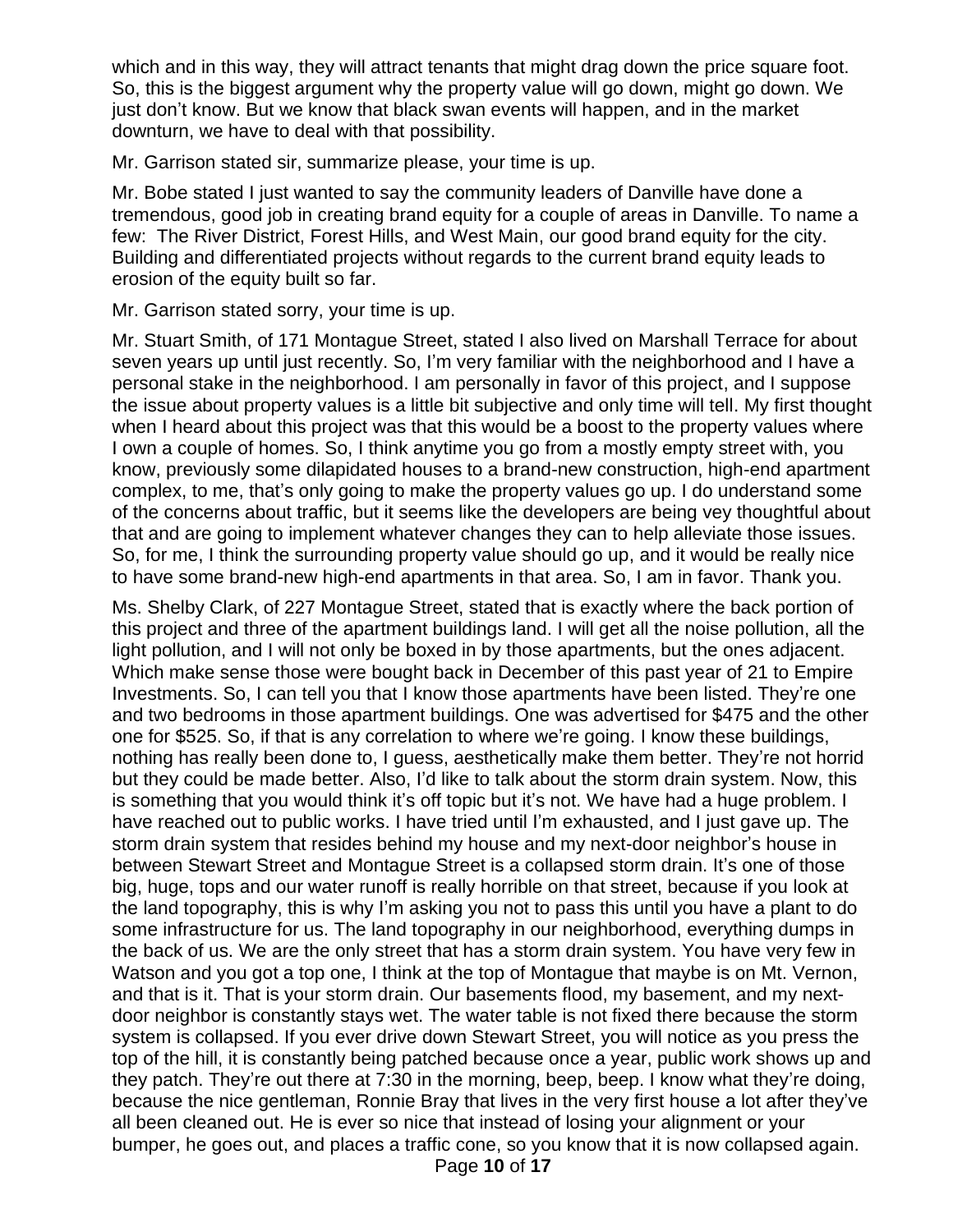which and in this way, they will attract tenants that might drag down the price square foot. So, this is the biggest argument why the property value will go down, might go down. We just don't know. But we know that black swan events will happen, and in the market downturn, we have to deal with that possibility.

Mr. Garrison stated sir, summarize please, your time is up.

Mr. Bobe stated I just wanted to say the community leaders of Danville have done a tremendous, good job in creating brand equity for a couple of areas in Danville. To name a few: The River District, Forest Hills, and West Main, our good brand equity for the city. Building and differentiated projects without regards to the current brand equity leads to erosion of the equity built so far.

Mr. Garrison stated sorry, your time is up.

Mr. Stuart Smith, of 171 Montague Street, stated I also lived on Marshall Terrace for about seven years up until just recently. So, I'm very familiar with the neighborhood and I have a personal stake in the neighborhood. I am personally in favor of this project, and I suppose the issue about property values is a little bit subjective and only time will tell. My first thought when I heard about this project was that this would be a boost to the property values where I own a couple of homes. So, I think anytime you go from a mostly empty street with, you know, previously some dilapidated houses to a brand-new construction, high-end apartment complex, to me, that's only going to make the property values go up. I do understand some of the concerns about traffic, but it seems like the developers are being vey thoughtful about that and are going to implement whatever changes they can to help alleviate those issues. So, for me, I think the surrounding property value should go up, and it would be really nice to have some brand-new high-end apartments in that area. So, I am in favor. Thank you.

Ms. Shelby Clark, of 227 Montague Street, stated that is exactly where the back portion of this project and three of the apartment buildings land. I will get all the noise pollution, all the light pollution, and I will not only be boxed in by those apartments, but the ones adjacent. Which make sense those were bought back in December of this past year of 21 to Empire Investments. So, I can tell you that I know those apartments have been listed. They're one and two bedrooms in those apartment buildings. One was advertised for $475 and the other one for $525. So, if that is any correlation to where we're going. I know these buildings, nothing has really been done to, I guess, aesthetically make them better. They're not horrid but they could be made better. Also, I'd like to talk about the storm drain system. Now, this is something that you would think it's off topic but it's not. We have had a huge problem. I have reached out to public works. I have tried until I'm exhausted, and I just gave up. The storm drain system that resides behind my house and my next-door neighbor's house in between Stewart Street and Montague Street is a collapsed storm drain. It's one of those big, huge, tops and our water runoff is really horrible on that street, because if you look at the land topography, this is why I'm asking you not to pass this until you have a plant to do some infrastructure for us. The land topography in our neighborhood, everything dumps in the back of us. We are the only street that has a storm drain system. You have very few in Watson and you got a top one, I think at the top of Montague that maybe is on Mt. Vernon, and that is it. That is your storm drain. Our basements flood, my basement, and my next-door neighbor is constantly stays wet. The water table is not fixed there because the storm system is collapsed. If you ever drive down Stewart Street, you will notice as you press the top of the hill, it is constantly being patched because once a year, public work shows up and they patch. They're out there at 7:30 in the morning, beep, beep. I know what they're doing, because the nice gentleman, Ronnie Bray that lives in the very first house a lot after they've all been cleaned out. He is ever so nice that instead of losing your alignment or your bumper, he goes out, and places a traffic cone, so you know that it is now collapsed again.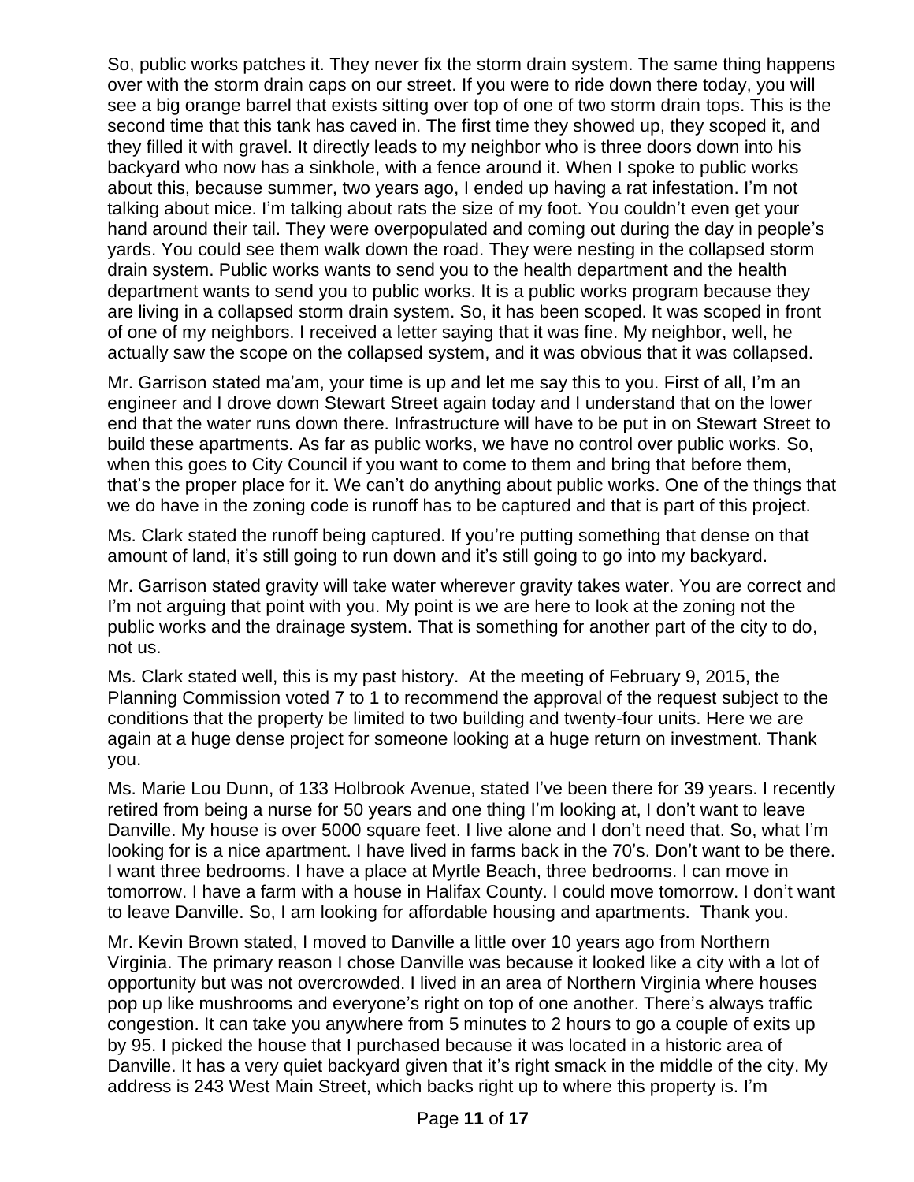So, public works patches it. They never fix the storm drain system. The same thing happens over with the storm drain caps on our street. If you were to ride down there today, you will see a big orange barrel that exists sitting over top of one of two storm drain tops. This is the second time that this tank has caved in. The first time they showed up, they scoped it, and they filled it with gravel. It directly leads to my neighbor who is three doors down into his backyard who now has a sinkhole, with a fence around it. When I spoke to public works about this, because summer, two years ago, I ended up having a rat infestation. I'm not talking about mice. I'm talking about rats the size of my foot. You couldn't even get your hand around their tail. They were overpopulated and coming out during the day in people's yards. You could see them walk down the road. They were nesting in the collapsed storm drain system. Public works wants to send you to the health department and the health department wants to send you to public works. It is a public works program because they are living in a collapsed storm drain system. So, it has been scoped. It was scoped in front of one of my neighbors. I received a letter saying that it was fine. My neighbor, well, he actually saw the scope on the collapsed system, and it was obvious that it was collapsed.

Mr. Garrison stated ma'am, your time is up and let me say this to you. First of all, I'm an engineer and I drove down Stewart Street again today and I understand that on the lower end that the water runs down there. Infrastructure will have to be put in on Stewart Street to build these apartments. As far as public works, we have no control over public works. So, when this goes to City Council if you want to come to them and bring that before them, that's the proper place for it. We can't do anything about public works. One of the things that we do have in the zoning code is runoff has to be captured and that is part of this project.

Ms. Clark stated the runoff being captured. If you're putting something that dense on that amount of land, it's still going to run down and it's still going to go into my backyard.

Mr. Garrison stated gravity will take water wherever gravity takes water. You are correct and I'm not arguing that point with you. My point is we are here to look at the zoning not the public works and the drainage system. That is something for another part of the city to do, not us.

Ms. Clark stated well, this is my past history. At the meeting of February 9, 2015, the Planning Commission voted 7 to 1 to recommend the approval of the request subject to the conditions that the property be limited to two building and twenty-four units. Here we are again at a huge dense project for someone looking at a huge return on investment. Thank you.

Ms. Marie Lou Dunn, of 133 Holbrook Avenue, stated I've been there for 39 years. I recently retired from being a nurse for 50 years and one thing I'm looking at, I don't want to leave Danville. My house is over 5000 square feet. I live alone and I don't need that. So, what I'm looking for is a nice apartment. I have lived in farms back in the 70's. Don't want to be there. I want three bedrooms. I have a place at Myrtle Beach, three bedrooms. I can move in tomorrow. I have a farm with a house in Halifax County. I could move tomorrow. I don't want to leave Danville. So, I am looking for affordable housing and apartments. Thank you.

Mr. Kevin Brown stated, I moved to Danville a little over 10 years ago from Northern Virginia. The primary reason I chose Danville was because it looked like a city with a lot of opportunity but was not overcrowded. I lived in an area of Northern Virginia where houses pop up like mushrooms and everyone's right on top of one another. There's always traffic congestion. It can take you anywhere from 5 minutes to 2 hours to go a couple of exits up by 95. I picked the house that I purchased because it was located in a historic area of Danville. It has a very quiet backyard given that it's right smack in the middle of the city. My address is 243 West Main Street, which backs right up to where this property is. I'm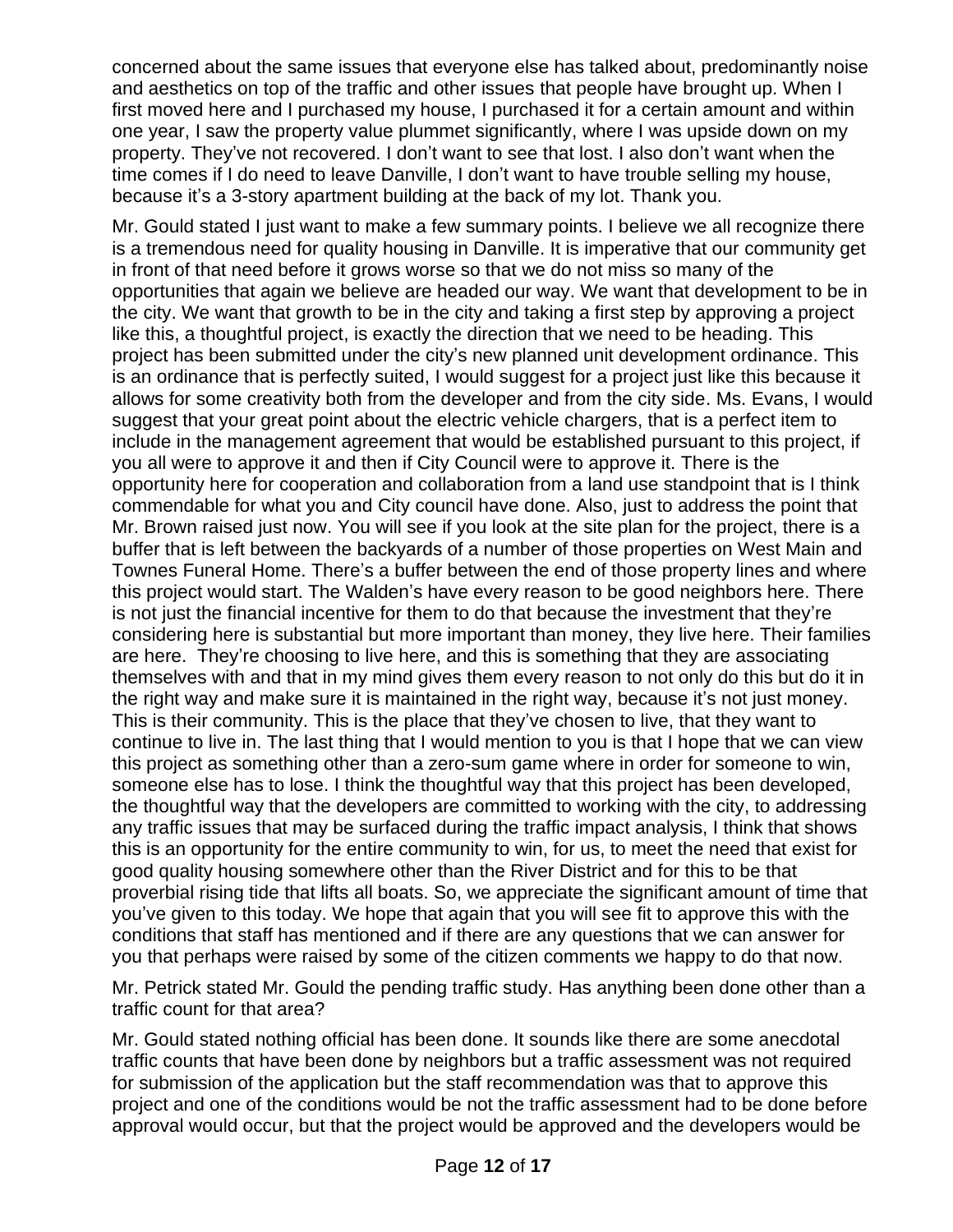concerned about the same issues that everyone else has talked about, predominantly noise and aesthetics on top of the traffic and other issues that people have brought up. When I first moved here and I purchased my house, I purchased it for a certain amount and within one year, I saw the property value plummet significantly, where I was upside down on my property. They've not recovered. I don't want to see that lost. I also don't want when the time comes if I do need to leave Danville, I don't want to have trouble selling my house, because it's a 3-story apartment building at the back of my lot. Thank you.

Mr. Gould stated I just want to make a few summary points. I believe we all recognize there is a tremendous need for quality housing in Danville. It is imperative that our community get in front of that need before it grows worse so that we do not miss so many of the opportunities that again we believe are headed our way. We want that development to be in the city. We want that growth to be in the city and taking a first step by approving a project like this, a thoughtful project, is exactly the direction that we need to be heading. This project has been submitted under the city's new planned unit development ordinance. This is an ordinance that is perfectly suited, I would suggest for a project just like this because it allows for some creativity both from the developer and from the city side. Ms. Evans, I would suggest that your great point about the electric vehicle chargers, that is a perfect item to include in the management agreement that would be established pursuant to this project, if you all were to approve it and then if City Council were to approve it. There is the opportunity here for cooperation and collaboration from a land use standpoint that is I think commendable for what you and City council have done. Also, just to address the point that Mr. Brown raised just now. You will see if you look at the site plan for the project, there is a buffer that is left between the backyards of a number of those properties on West Main and Townes Funeral Home. There's a buffer between the end of those property lines and where this project would start. The Walden's have every reason to be good neighbors here. There is not just the financial incentive for them to do that because the investment that they're considering here is substantial but more important than money, they live here. Their families are here. They're choosing to live here, and this is something that they are associating themselves with and that in my mind gives them every reason to not only do this but do it in the right way and make sure it is maintained in the right way, because it's not just money. This is their community. This is the place that they've chosen to live, that they want to continue to live in. The last thing that I would mention to you is that I hope that we can view this project as something other than a zero-sum game where in order for someone to win, someone else has to lose. I think the thoughtful way that this project has been developed, the thoughtful way that the developers are committed to working with the city, to addressing any traffic issues that may be surfaced during the traffic impact analysis, I think that shows this is an opportunity for the entire community to win, for us, to meet the need that exist for good quality housing somewhere other than the River District and for this to be that proverbial rising tide that lifts all boats. So, we appreciate the significant amount of time that you've given to this today. We hope that again that you will see fit to approve this with the conditions that staff has mentioned and if there are any questions that we can answer for you that perhaps were raised by some of the citizen comments we happy to do that now.

Mr. Petrick stated Mr. Gould the pending traffic study. Has anything been done other than a traffic count for that area?

Mr. Gould stated nothing official has been done. It sounds like there are some anecdotal traffic counts that have been done by neighbors but a traffic assessment was not required for submission of the application but the staff recommendation was that to approve this project and one of the conditions would be not the traffic assessment had to be done before approval would occur, but that the project would be approved and the developers would be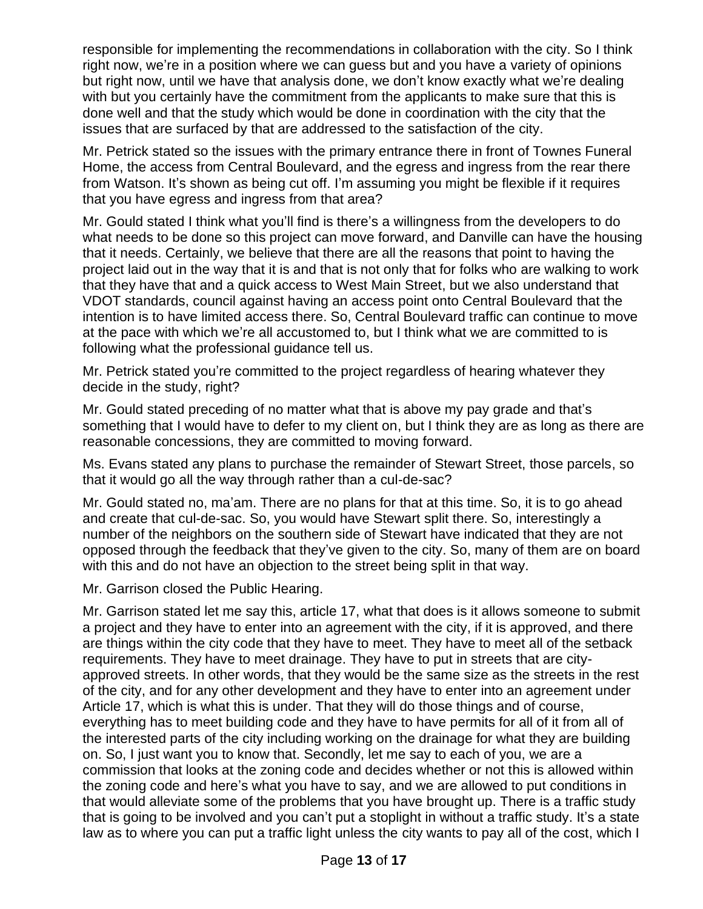responsible for implementing the recommendations in collaboration with the city. So I think right now, we're in a position where we can guess but and you have a variety of opinions but right now, until we have that analysis done, we don't know exactly what we're dealing with but you certainly have the commitment from the applicants to make sure that this is done well and that the study which would be done in coordination with the city that the issues that are surfaced by that are addressed to the satisfaction of the city.

Mr. Petrick stated so the issues with the primary entrance there in front of Townes Funeral Home, the access from Central Boulevard, and the egress and ingress from the rear there from Watson. It's shown as being cut off. I'm assuming you might be flexible if it requires that you have egress and ingress from that area?

Mr. Gould stated I think what you'll find is there's a willingness from the developers to do what needs to be done so this project can move forward, and Danville can have the housing that it needs. Certainly, we believe that there are all the reasons that point to having the project laid out in the way that it is and that is not only that for folks who are walking to work that they have that and a quick access to West Main Street, but we also understand that VDOT standards, council against having an access point onto Central Boulevard that the intention is to have limited access there. So, Central Boulevard traffic can continue to move at the pace with which we're all accustomed to, but I think what we are committed to is following what the professional guidance tell us.

Mr. Petrick stated you're committed to the project regardless of hearing whatever they decide in the study, right?

Mr. Gould stated preceding of no matter what that is above my pay grade and that's something that I would have to defer to my client on, but I think they are as long as there are reasonable concessions, they are committed to moving forward.

Ms. Evans stated any plans to purchase the remainder of Stewart Street, those parcels, so that it would go all the way through rather than a cul-de-sac?

Mr. Gould stated no, ma'am. There are no plans for that at this time. So, it is to go ahead and create that cul-de-sac. So, you would have Stewart split there. So, interestingly a number of the neighbors on the southern side of Stewart have indicated that they are not opposed through the feedback that they've given to the city. So, many of them are on board with this and do not have an objection to the street being split in that way.

Mr. Garrison closed the Public Hearing.

Mr. Garrison stated let me say this, article 17, what that does is it allows someone to submit a project and they have to enter into an agreement with the city, if it is approved, and there are things within the city code that they have to meet. They have to meet all of the setback requirements. They have to meet drainage. They have to put in streets that are city-approved streets. In other words, that they would be the same size as the streets in the rest of the city, and for any other development and they have to enter into an agreement under Article 17, which is what this is under. That they will do those things and of course, everything has to meet building code and they have to have permits for all of it from all of the interested parts of the city including working on the drainage for what they are building on. So, I just want you to know that. Secondly, let me say to each of you, we are a commission that looks at the zoning code and decides whether or not this is allowed within the zoning code and here's what you have to say, and we are allowed to put conditions in that would alleviate some of the problems that you have brought up. There is a traffic study that is going to be involved and you can't put a stoplight in without a traffic study. It's a state law as to where you can put a traffic light unless the city wants to pay all of the cost, which I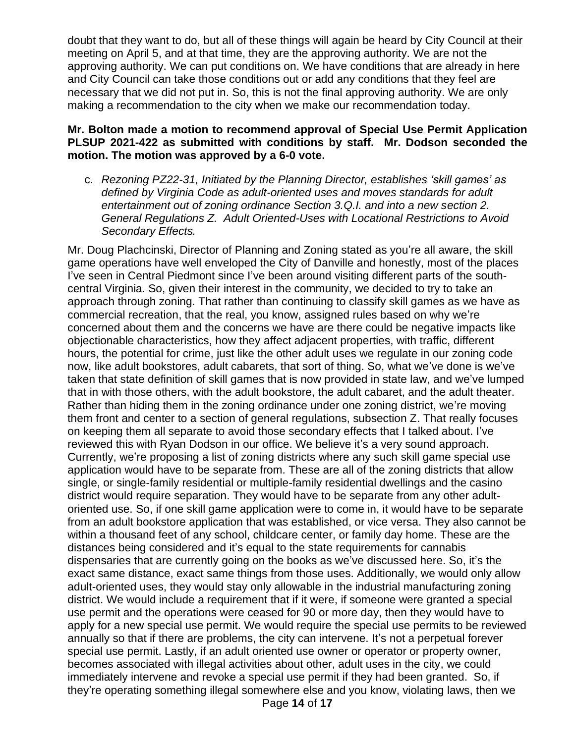doubt that they want to do, but all of these things will again be heard by City Council at their meeting on April 5, and at that time, they are the approving authority. We are not the approving authority. We can put conditions on. We have conditions that are already in here and City Council can take those conditions out or add any conditions that they feel are necessary that we did not put in. So, this is not the final approving authority. We are only making a recommendation to the city when we make our recommendation today.

**Mr. Bolton made a motion to recommend approval of Special Use Permit Application PLSUP 2021-422 as submitted with conditions by staff. Mr. Dodson seconded the motion. The motion was approved by a 6-0 vote.**

c. *Rezoning PZ22-31, Initiated by the Planning Director, establishes 'skill games' as defined by Virginia Code as adult-oriented uses and moves standards for adult entertainment out of zoning ordinance Section 3.Q.I. and into a new section 2. General Regulations Z. Adult Oriented-Uses with Locational Restrictions to Avoid Secondary Effects.*

Mr. Doug Plachcinski, Director of Planning and Zoning stated as you're all aware, the skill game operations have well enveloped the City of Danville and honestly, most of the places I've seen in Central Piedmont since I've been around visiting different parts of the south-central Virginia. So, given their interest in the community, we decided to try to take an approach through zoning. That rather than continuing to classify skill games as we have as commercial recreation, that the real, you know, assigned rules based on why we're concerned about them and the concerns we have are there could be negative impacts like objectionable characteristics, how they affect adjacent properties, with traffic, different hours, the potential for crime, just like the other adult uses we regulate in our zoning code now, like adult bookstores, adult cabarets, that sort of thing. So, what we've done is we've taken that state definition of skill games that is now provided in state law, and we've lumped that in with those others, with the adult bookstore, the adult cabaret, and the adult theater. Rather than hiding them in the zoning ordinance under one zoning district, we're moving them front and center to a section of general regulations, subsection Z. That really focuses on keeping them all separate to avoid those secondary effects that I talked about. I've reviewed this with Ryan Dodson in our office. We believe it's a very sound approach. Currently, we're proposing a list of zoning districts where any such skill game special use application would have to be separate from. These are all of the zoning districts that allow single, or single-family residential or multiple-family residential dwellings and the casino district would require separation. They would have to be separate from any other adult-oriented use. So, if one skill game application were to come in, it would have to be separate from an adult bookstore application that was established, or vice versa. They also cannot be within a thousand feet of any school, childcare center, or family day home. These are the distances being considered and it's equal to the state requirements for cannabis dispensaries that are currently going on the books as we've discussed here. So, it's the exact same distance, exact same things from those uses. Additionally, we would only allow adult-oriented uses, they would stay only allowable in the industrial manufacturing zoning district. We would include a requirement that if it were, if someone were granted a special use permit and the operations were ceased for 90 or more day, then they would have to apply for a new special use permit. We would require the special use permits to be reviewed annually so that if there are problems, the city can intervene. It's not a perpetual forever special use permit. Lastly, if an adult oriented use owner or operator or property owner, becomes associated with illegal activities about other, adult uses in the city, we could immediately intervene and revoke a special use permit if they had been granted. So, if they're operating something illegal somewhere else and you know, violating laws, then we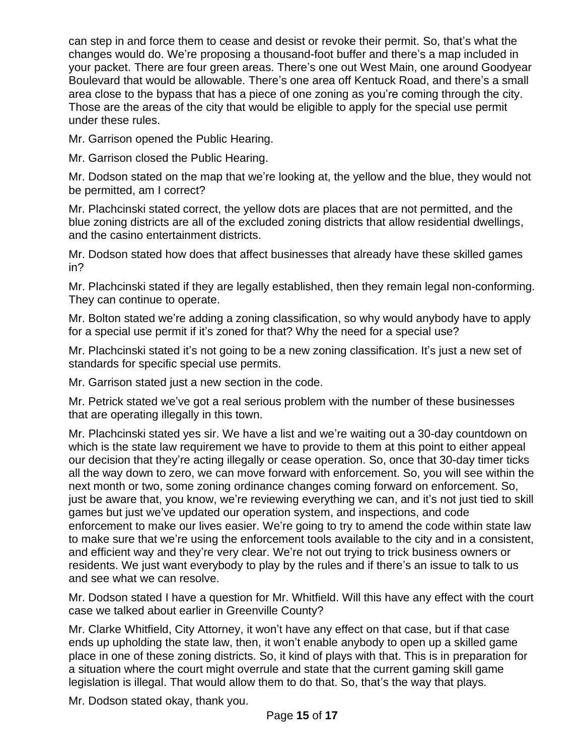can step in and force them to cease and desist or revoke their permit. So, that's what the changes would do. We're proposing a thousand-foot buffer and there's a map included in your packet. There are four green areas. There's one out West Main, one around Goodyear Boulevard that would be allowable. There's one area off Kentuck Road, and there's a small area close to the bypass that has a piece of one zoning as you're coming through the city. Those are the areas of the city that would be eligible to apply for the special use permit under these rules.

Mr. Garrison opened the Public Hearing.

Mr. Garrison closed the Public Hearing.

Mr. Dodson stated on the map that we're looking at, the yellow and the blue, they would not be permitted, am I correct?

Mr. Plachcinski stated correct, the yellow dots are places that are not permitted, and the blue zoning districts are all of the excluded zoning districts that allow residential dwellings, and the casino entertainment districts.

Mr. Dodson stated how does that affect businesses that already have these skilled games in?

Mr. Plachcinski stated if they are legally established, then they remain legal non-conforming. They can continue to operate.

Mr. Bolton stated we're adding a zoning classification, so why would anybody have to apply for a special use permit if it's zoned for that? Why the need for a special use?

Mr. Plachcinski stated it's not going to be a new zoning classification. It's just a new set of standards for specific special use permits.

Mr. Garrison stated just a new section in the code.

Mr. Petrick stated we've got a real serious problem with the number of these businesses that are operating illegally in this town.

Mr. Plachcinski stated yes sir. We have a list and we're waiting out a 30-day countdown on which is the state law requirement we have to provide to them at this point to either appeal our decision that they're acting illegally or cease operation. So, once that 30-day timer ticks all the way down to zero, we can move forward with enforcement. So, you will see within the next month or two, some zoning ordinance changes coming forward on enforcement. So, just be aware that, you know, we're reviewing everything we can, and it's not just tied to skill games but just we've updated our operation system, and inspections, and code enforcement to make our lives easier. We're going to try to amend the code within state law to make sure that we're using the enforcement tools available to the city and in a consistent, and efficient way and they're very clear. We're not out trying to trick business owners or residents. We just want everybody to play by the rules and if there's an issue to talk to us and see what we can resolve.

Mr. Dodson stated I have a question for Mr. Whitfield. Will this have any effect with the court case we talked about earlier in Greenville County?

Mr. Clarke Whitfield, City Attorney, it won't have any effect on that case, but if that case ends up upholding the state law, then, it won't enable anybody to open up a skilled game place in one of these zoning districts. So, it kind of plays with that. This is in preparation for a situation where the court might overrule and state that the current gaming skill game legislation is illegal. That would allow them to do that. So, that's the way that plays.

Mr. Dodson stated okay, thank you.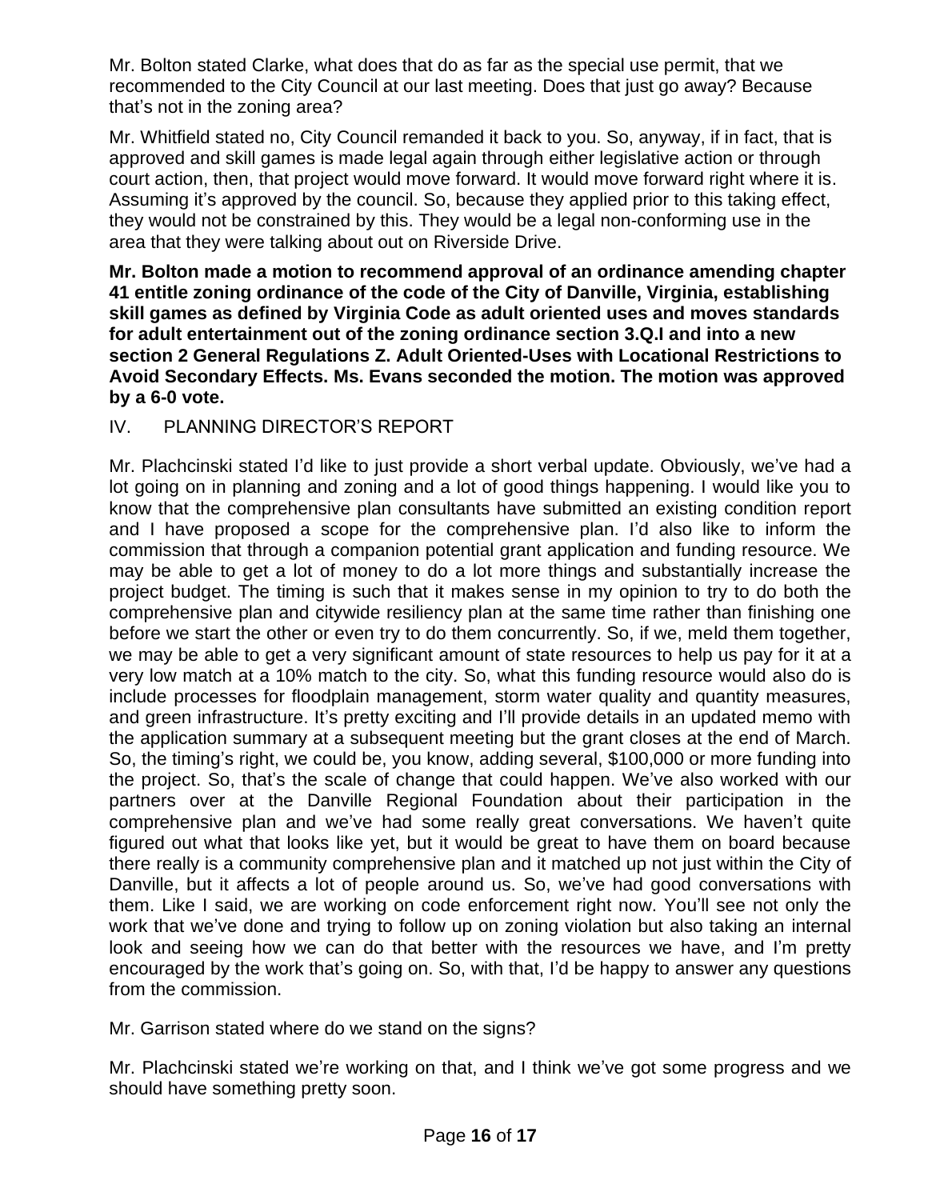Mr. Bolton stated Clarke, what does that do as far as the special use permit, that we recommended to the City Council at our last meeting. Does that just go away? Because that's not in the zoning area?

Mr. Whitfield stated no, City Council remanded it back to you. So, anyway, if in fact, that is approved and skill games is made legal again through either legislative action or through court action, then, that project would move forward. It would move forward right where it is. Assuming it's approved by the council. So, because they applied prior to this taking effect, they would not be constrained by this. They would be a legal non-conforming use in the area that they were talking about out on Riverside Drive.

**Mr. Bolton made a motion to recommend approval of an ordinance amending chapter 41 entitle zoning ordinance of the code of the City of Danville, Virginia, establishing skill games as defined by Virginia Code as adult oriented uses and moves standards for adult entertainment out of the zoning ordinance section 3.Q.I and into a new section 2 General Regulations Z. Adult Oriented-Uses with Locational Restrictions to Avoid Secondary Effects. Ms. Evans seconded the motion. The motion was approved by a 6-0 vote.**

IV. PLANNING DIRECTOR'S REPORT

Mr. Plachcinski stated I'd like to just provide a short verbal update. Obviously, we've had a lot going on in planning and zoning and a lot of good things happening. I would like you to know that the comprehensive plan consultants have submitted an existing condition report and I have proposed a scope for the comprehensive plan. I'd also like to inform the commission that through a companion potential grant application and funding resource. We may be able to get a lot of money to do a lot more things and substantially increase the project budget. The timing is such that it makes sense in my opinion to try to do both the comprehensive plan and citywide resiliency plan at the same time rather than finishing one before we start the other or even try to do them concurrently. So, if we, meld them together, we may be able to get a very significant amount of state resources to help us pay for it at a very low match at a 10% match to the city. So, what this funding resource would also do is include processes for floodplain management, storm water quality and quantity measures, and green infrastructure. It's pretty exciting and I'll provide details in an updated memo with the application summary at a subsequent meeting but the grant closes at the end of March. So, the timing's right, we could be, you know, adding several, $100,000 or more funding into the project. So, that's the scale of change that could happen. We've also worked with our partners over at the Danville Regional Foundation about their participation in the comprehensive plan and we've had some really great conversations. We haven't quite figured out what that looks like yet, but it would be great to have them on board because there really is a community comprehensive plan and it matched up not just within the City of Danville, but it affects a lot of people around us. So, we've had good conversations with them. Like I said, we are working on code enforcement right now. You'll see not only the work that we've done and trying to follow up on zoning violation but also taking an internal look and seeing how we can do that better with the resources we have, and I'm pretty encouraged by the work that's going on. So, with that, I'd be happy to answer any questions from the commission.

Mr. Garrison stated where do we stand on the signs?

Mr. Plachcinski stated we're working on that, and I think we've got some progress and we should have something pretty soon.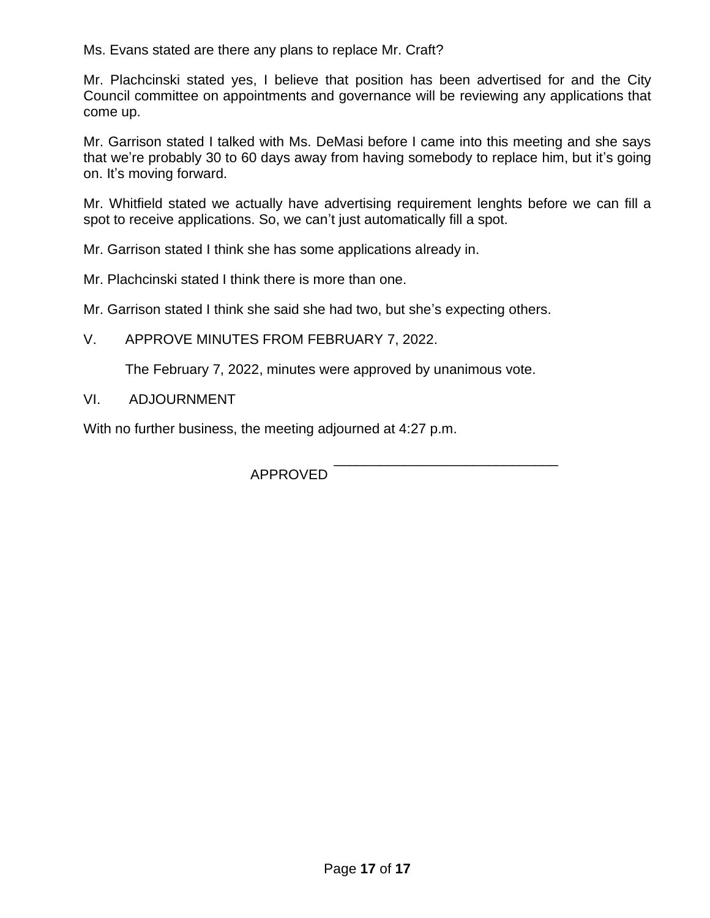Ms. Evans stated are there any plans to replace Mr. Craft?

Mr. Plachcinski stated yes, I believe that position has been advertised for and the City Council committee on appointments and governance will be reviewing any applications that come up.

Mr. Garrison stated I talked with Ms. DeMasi before I came into this meeting and she says that we're probably 30 to 60 days away from having somebody to replace him, but it's going on. It's moving forward.

Mr. Whitfield stated we actually have advertising requirement lenghts before we can fill a spot to receive applications. So, we can't just automatically fill a spot.

Mr. Garrison stated I think she has some applications already in.

Mr. Plachcinski stated I think there is more than one.

Mr. Garrison stated I think she said she had two, but she's expecting others.

V. APPROVE MINUTES FROM FEBRUARY 7, 2022.

The February 7, 2022, minutes were approved by unanimous vote.

VI. ADJOURNMENT

With no further business, the meeting adjourned at 4:27 p.m.

APPROVED ______________________________